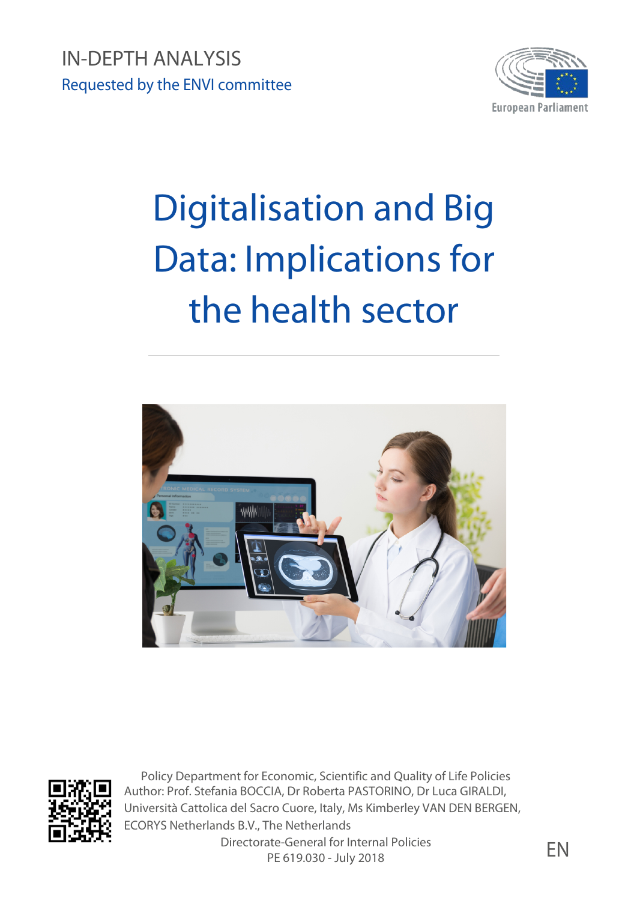IN-DEPTH ANALYSIS

Requested by the ENVI committee

European Parliament

# Digitalisation and Big Data: Implications for the health sector

Policy Department for Economic, Scientific and Quality of Life Policies

Author: Prof. Stefania BOCCIA, Dr Roberta PASTORINO, Dr Luca GIRALDI, Università Cattolica del Sacro Cuore, Italy, Ms Kimberley VAN DEN BERGEN, ECORYS Netherlands B.V., The Netherlands

Directorate-General for Internal Policies

PE 619.030 - July 2018

EN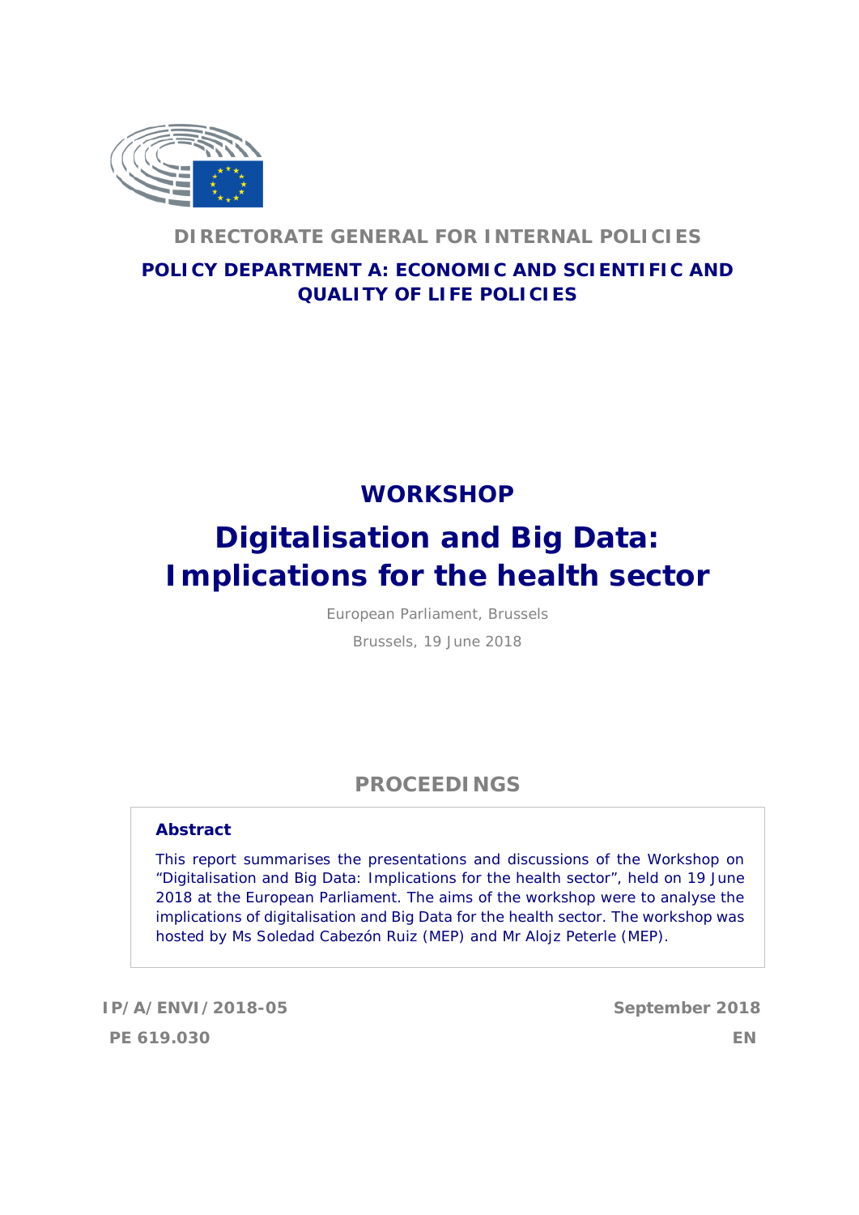**DIRECTORATE GENERAL FOR INTERNAL POLICIES**

**POLICY DEPARTMENT A: ECONOMIC AND SCIENTIFIC AND QUALITY OF LIFE POLICIES**

## WORKSHOP

# Digitalisation and Big Data: Implications for the health sector

European Parliament, Brussels

Brussels, 19 June 2018

## PROCEEDINGS

**Abstract**

This report summarises the presentations and discussions of the Workshop on "Digitalisation and Big Data: Implications for the health sector", held on 19 June 2018 at the European Parliament. The aims of the workshop were to analyse the implications of digitalisation and Big Data for the health sector. The workshop was hosted by Ms Soledad Cabezón Ruiz (MEP) and Mr Alojz Peterle (MEP).

**IP/A/ENVI/2018-05** **September 2018**

**PE 619.030** **EN**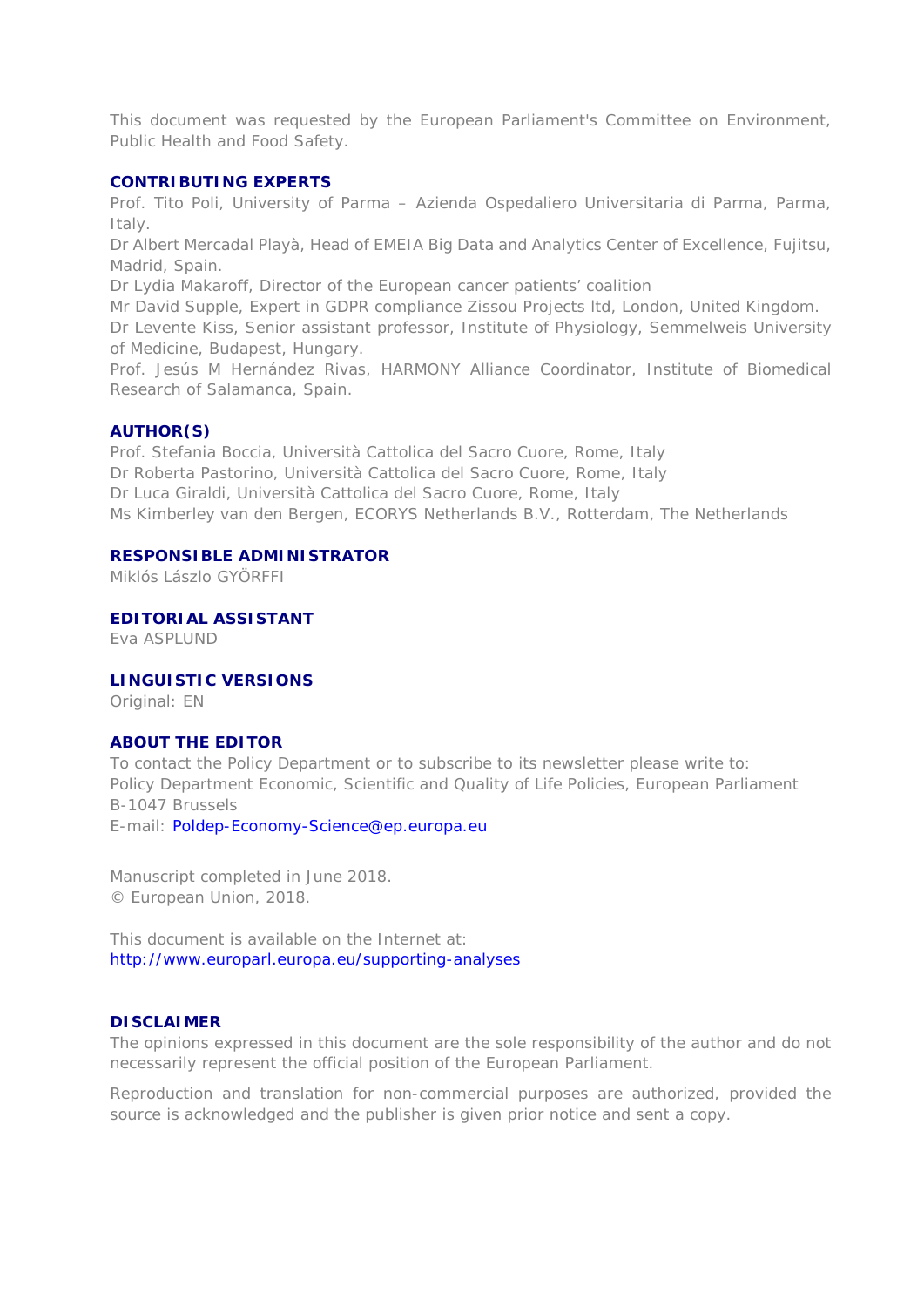This document was requested by the European Parliament's Committee on Environment, Public Health and Food Safety.

**CONTRIBUTING EXPERTS**

Prof. Tito Poli, University of Parma – Azienda Ospedaliero Universitaria di Parma, Parma, Italy.
Dr Albert Mercadal Playà, Head of EMEIA Big Data and Analytics Center of Excellence, Fujitsu, Madrid, Spain.
Dr Lydia Makaroff, Director of the European cancer patients' coalition
Mr David Supple, Expert in GDPR compliance Zissou Projects ltd, London, United Kingdom.
Dr Levente Kiss, Senior assistant professor, Institute of Physiology, Semmelweis University of Medicine, Budapest, Hungary.
Prof. Jesús M Hernández Rivas, HARMONY Alliance Coordinator, Institute of Biomedical Research of Salamanca, Spain.

**AUTHOR(S)**

Prof. Stefania Boccia, Università Cattolica del Sacro Cuore, Rome, Italy
Dr Roberta Pastorino, Università Cattolica del Sacro Cuore, Rome, Italy
Dr Luca Giraldi, Università Cattolica del Sacro Cuore, Rome, Italy
Ms Kimberley van den Bergen, ECORYS Netherlands B.V., Rotterdam, The Netherlands

**RESPONSIBLE ADMINISTRATOR**

Miklós Lászlo GYÖRFFI

**EDITORIAL ASSISTANT**

Eva ASPLUND

**LINGUISTIC VERSIONS**

Original: EN

**ABOUT THE EDITOR**

To contact the Policy Department or to subscribe to its newsletter please write to:
Policy Department Economic, Scientific and Quality of Life Policies, European Parliament
B-1047 Brussels
E-mail: Poldep-Economy-Science@ep.europa.eu

Manuscript completed in June 2018.
© European Union, 2018.

This document is available on the Internet at:
http://www.europarl.europa.eu/supporting-analyses

**DISCLAIMER**

The opinions expressed in this document are the sole responsibility of the author and do not necessarily represent the official position of the European Parliament.

Reproduction and translation for non-commercial purposes are authorized, provided the source is acknowledged and the publisher is given prior notice and sent a copy.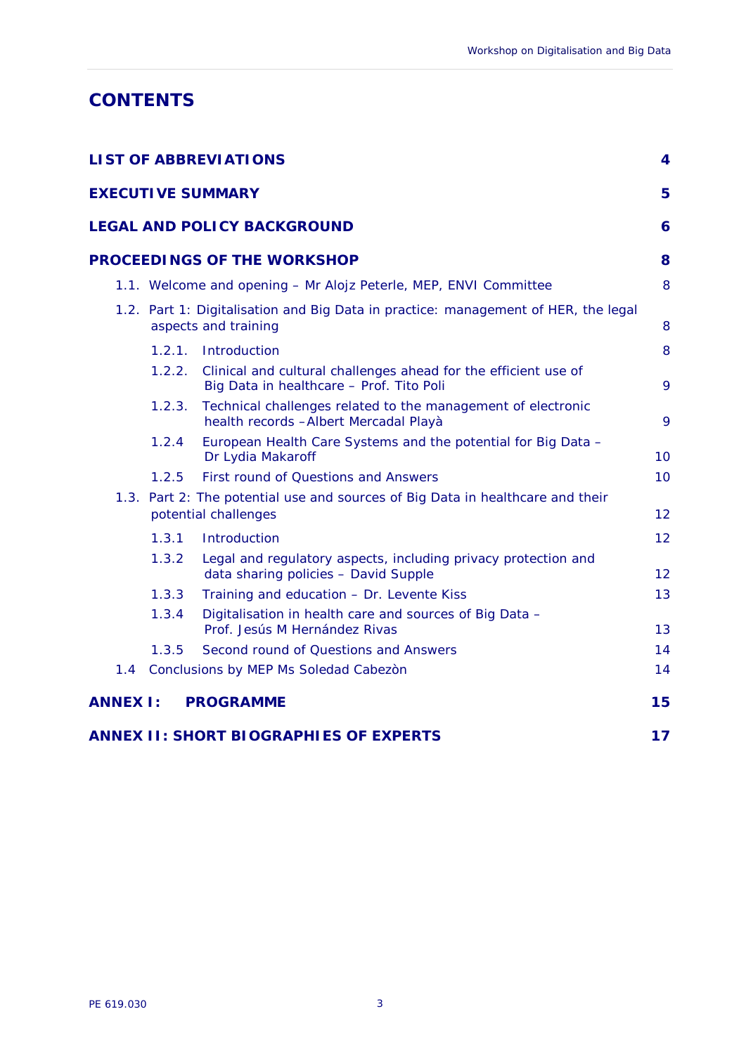# CONTENTS

| | |
|---|---|
| **LIST OF ABBREVIATIONS** | **4** |
| **EXECUTIVE SUMMARY** | **5** |
| **LEGAL AND POLICY BACKGROUND** | **6** |
| **PROCEEDINGS OF THE WORKSHOP** | **8** |
| 1.1. Welcome and opening – Mr Alojz Peterle, MEP, ENVI Committee | 8 |
| 1.2. Part 1: Digitalisation and Big Data in practice: management of HER, the legal aspects and training | 8 |
| 1.2.1. Introduction | 8 |
| 1.2.2. Clinical and cultural challenges ahead for the efficient use of Big Data in healthcare – Prof. Tito Poli | 9 |
| 1.2.3. Technical challenges related to the management of electronic health records –Albert Mercadal Playà | 9 |
| 1.2.4 European Health Care Systems and the potential for Big Data – Dr Lydia Makaroff | 10 |
| 1.2.5 First round of Questions and Answers | 10 |
| 1.3. Part 2: The potential use and sources of Big Data in healthcare and their potential challenges | 12 |
| 1.3.1 Introduction | 12 |
| 1.3.2 Legal and regulatory aspects, including privacy protection and data sharing policies – David Supple | 12 |
| 1.3.3 Training and education – Dr. Levente Kiss | 13 |
| 1.3.4 Digitalisation in health care and sources of Big Data – Prof. Jesús M Hernández Rivas | 13 |
| 1.3.5 Second round of Questions and Answers | 14 |
| 1.4 Conclusions by MEP Ms Soledad Cabezòn | 14 |
| **ANNEX I: PROGRAMME** | **15** |
| **ANNEX II: SHORT BIOGRAPHIES OF EXPERTS** | **17** |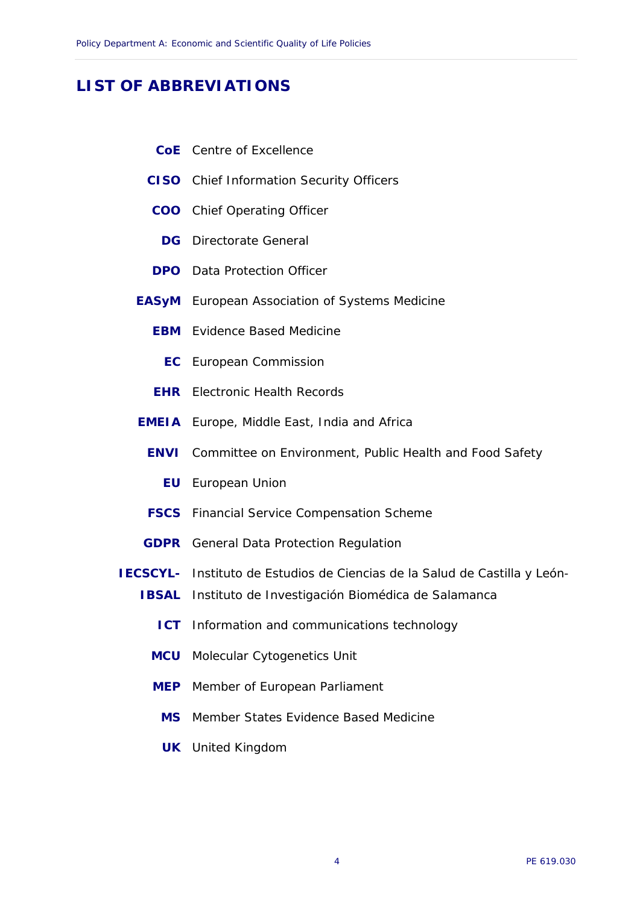## LIST OF ABBREVIATIONS

| | |
|---|---|
| **CoE** | Centre of Excellence |
| **CISO** | Chief Information Security Officers |
| **COO** | Chief Operating Officer |
| **DG** | Directorate General |
| **DPO** | Data Protection Officer |
| **EASyM** | European Association of Systems Medicine |
| **EBM** | Evidence Based Medicine |
| **EC** | European Commission |
| **EHR** | Electronic Health Records |
| **EMEIA** | Europe, Middle East, India and Africa |
| **ENVI** | Committee on Environment, Public Health and Food Safety |
| **EU** | European Union |
| **FSCS** | Financial Service Compensation Scheme |
| **GDPR** | General Data Protection Regulation |
| **IECSCYL-IBSAL** | Instituto de Estudios de Ciencias de la Salud de Castilla y León-Instituto de Investigación Biomédica de Salamanca |
| **ICT** | Information and communications technology |
| **MCU** | Molecular Cytogenetics Unit |
| **MEP** | Member of European Parliament |
| **MS** | Member States Evidence Based Medicine |
| **UK** | United Kingdom |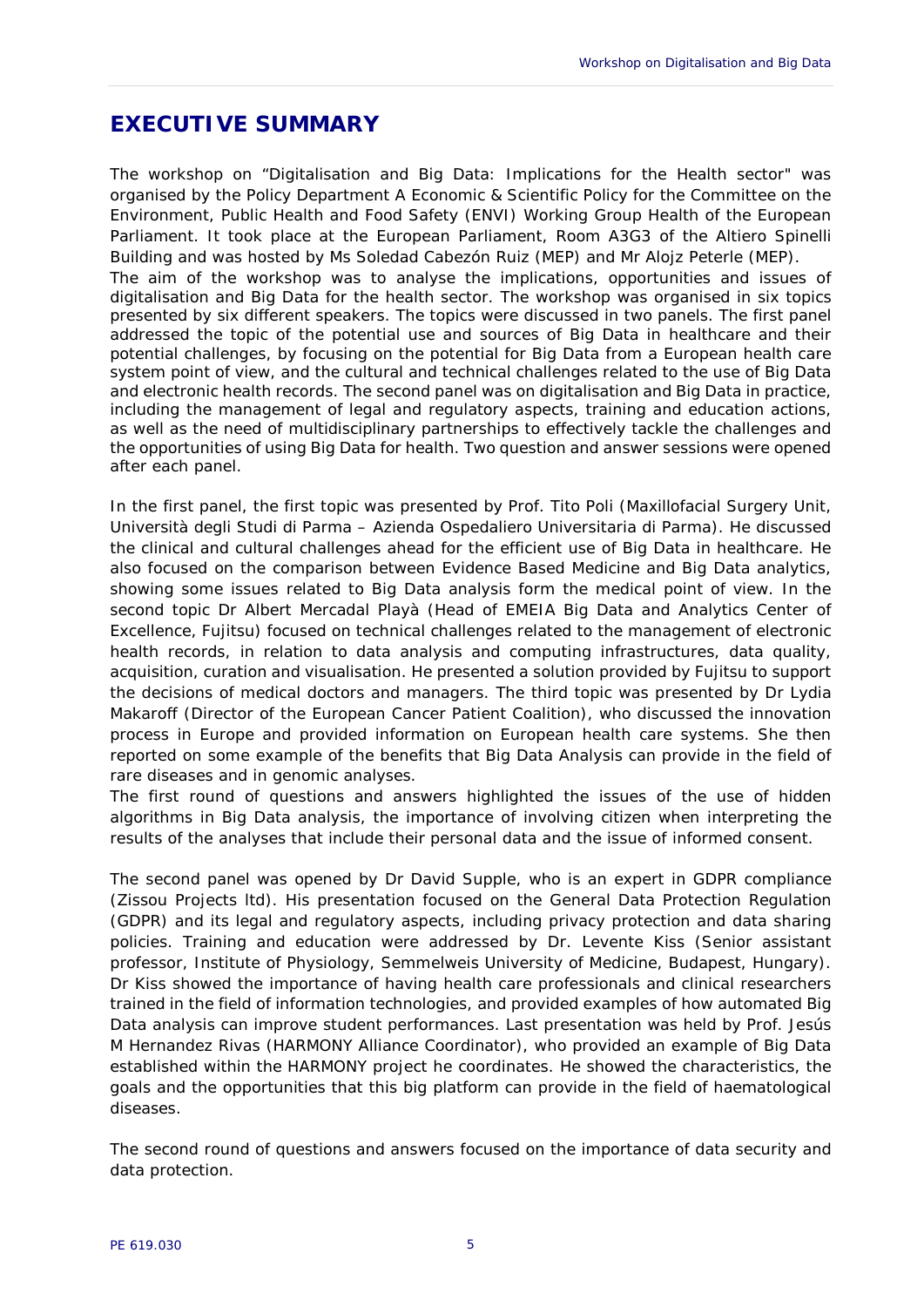## EXECUTIVE SUMMARY

The workshop on "Digitalisation and Big Data: Implications for the Health sector" was organised by the Policy Department A Economic & Scientific Policy for the Committee on the Environment, Public Health and Food Safety (ENVI) Working Group Health of the European Parliament. It took place at the European Parliament, Room A3G3 of the Altiero Spinelli Building and was hosted by Ms Soledad Cabezón Ruiz (MEP) and Mr Alojz Peterle (MEP).

The aim of the workshop was to analyse the implications, opportunities and issues of digitalisation and Big Data for the health sector. The workshop was organised in six topics presented by six different speakers. The topics were discussed in two panels. The first panel addressed the topic of the potential use and sources of Big Data in healthcare and their potential challenges, by focusing on the potential for Big Data from a European health care system point of view, and the cultural and technical challenges related to the use of Big Data and electronic health records. The second panel was on digitalisation and Big Data in practice, including the management of legal and regulatory aspects, training and education actions, as well as the need of multidisciplinary partnerships to effectively tackle the challenges and the opportunities of using Big Data for health. Two question and answer sessions were opened after each panel.

In the first panel, the first topic was presented by Prof. Tito Poli (Maxillofacial Surgery Unit, Università degli Studi di Parma – Azienda Ospedaliero Universitaria di Parma). He discussed the clinical and cultural challenges ahead for the efficient use of Big Data in healthcare. He also focused on the comparison between Evidence Based Medicine and Big Data analytics, showing some issues related to Big Data analysis form the medical point of view. In the second topic Dr Albert Mercadal Playà (Head of EMEIA Big Data and Analytics Center of Excellence, Fujitsu) focused on technical challenges related to the management of electronic health records, in relation to data analysis and computing infrastructures, data quality, acquisition, curation and visualisation. He presented a solution provided by Fujitsu to support the decisions of medical doctors and managers. The third topic was presented by Dr Lydia Makaroff (Director of the European Cancer Patient Coalition), who discussed the innovation process in Europe and provided information on European health care systems. She then reported on some example of the benefits that Big Data Analysis can provide in the field of rare diseases and in genomic analyses.

The first round of questions and answers highlighted the issues of the use of hidden algorithms in Big Data analysis, the importance of involving citizen when interpreting the results of the analyses that include their personal data and the issue of informed consent.

The second panel was opened by Dr David Supple, who is an expert in GDPR compliance (Zissou Projects ltd). His presentation focused on the General Data Protection Regulation (GDPR) and its legal and regulatory aspects, including privacy protection and data sharing policies. Training and education were addressed by Dr. Levente Kiss (Senior assistant professor, Institute of Physiology, Semmelweis University of Medicine, Budapest, Hungary). Dr Kiss showed the importance of having health care professionals and clinical researchers trained in the field of information technologies, and provided examples of how automated Big Data analysis can improve student performances. Last presentation was held by Prof. Jesús M Hernandez Rivas (HARMONY Alliance Coordinator), who provided an example of Big Data established within the HARMONY project he coordinates. He showed the characteristics, the goals and the opportunities that this big platform can provide in the field of haematological diseases.

The second round of questions and answers focused on the importance of data security and data protection.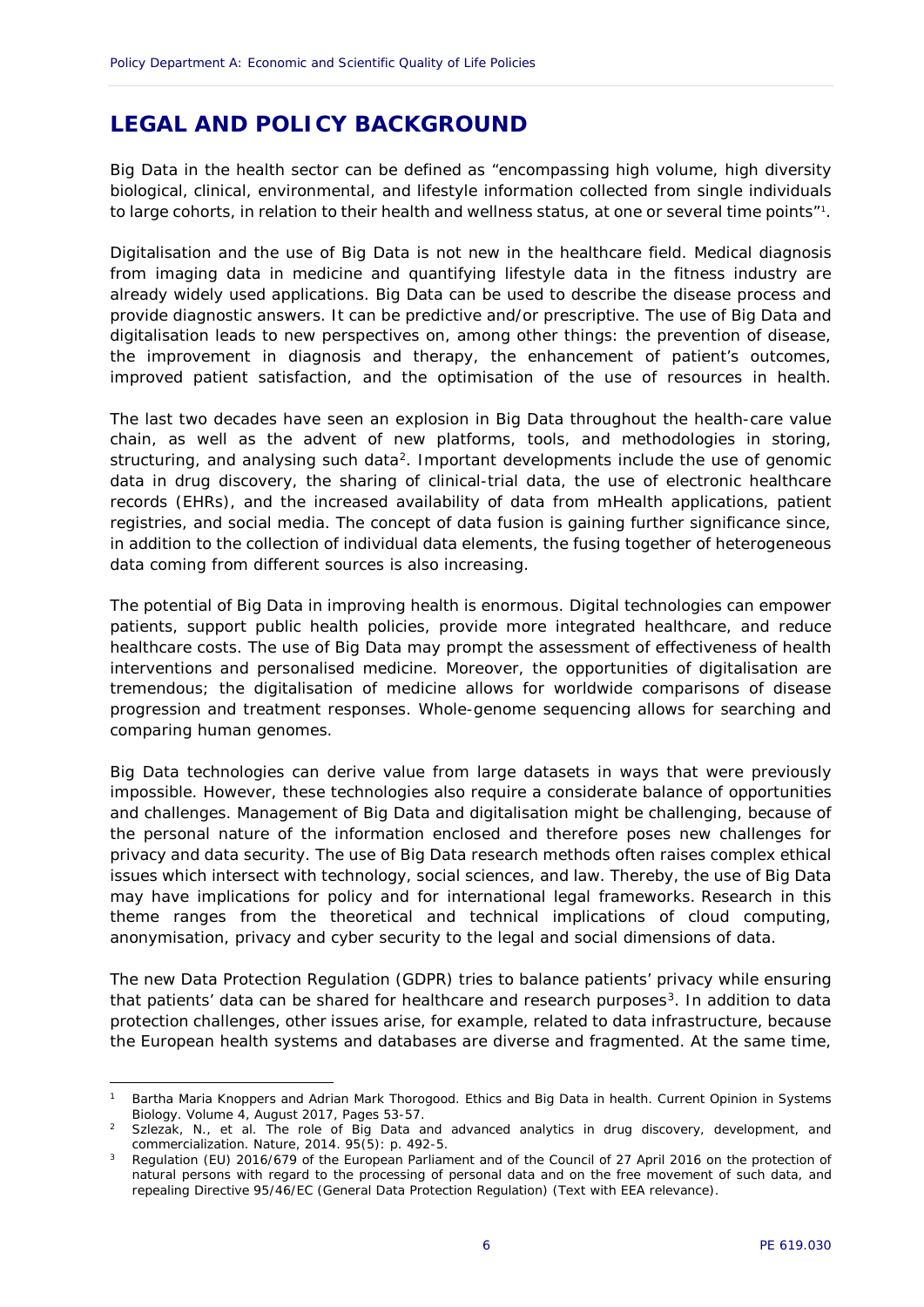# LEGAL AND POLICY BACKGROUND

Big Data in the health sector can be defined as "encompassing high volume, high diversity biological, clinical, environmental, and lifestyle information collected from single individuals to large cohorts, in relation to their health and wellness status, at one or several time points"[1].

Digitalisation and the use of Big Data is not new in the healthcare field. Medical diagnosis from imaging data in medicine and quantifying lifestyle data in the fitness industry are already widely used applications. Big Data can be used to describe the disease process and provide diagnostic answers. It can be predictive and/or prescriptive. The use of Big Data and digitalisation leads to new perspectives on, among other things: the prevention of disease, the improvement in diagnosis and therapy, the enhancement of patient's outcomes, improved patient satisfaction, and the optimisation of the use of resources in health.

The last two decades have seen an explosion in Big Data throughout the health-care value chain, as well as the advent of new platforms, tools, and methodologies in storing, structuring, and analysing such data[2]. Important developments include the use of genomic data in drug discovery, the sharing of clinical-trial data, the use of electronic healthcare records (EHRs), and the increased availability of data from mHealth applications, patient registries, and social media. The concept of data fusion is gaining further significance since, in addition to the collection of individual data elements, the fusing together of heterogeneous data coming from different sources is also increasing.

The potential of Big Data in improving health is enormous. Digital technologies can empower patients, support public health policies, provide more integrated healthcare, and reduce healthcare costs. The use of Big Data may prompt the assessment of effectiveness of health interventions and personalised medicine. Moreover, the opportunities of digitalisation are tremendous; the digitalisation of medicine allows for worldwide comparisons of disease progression and treatment responses. Whole-genome sequencing allows for searching and comparing human genomes.

Big Data technologies can derive value from large datasets in ways that were previously impossible. However, these technologies also require a considerate balance of opportunities and challenges. Management of Big Data and digitalisation might be challenging, because of the personal nature of the information enclosed and therefore poses new challenges for privacy and data security. The use of Big Data research methods often raises complex ethical issues which intersect with technology, social sciences, and law. Thereby, the use of Big Data may have implications for policy and for international legal frameworks. Research in this theme ranges from the theoretical and technical implications of cloud computing, anonymisation, privacy and cyber security to the legal and social dimensions of data.

The new Data Protection Regulation (GDPR) tries to balance patients' privacy while ensuring that patients' data can be shared for healthcare and research purposes[3]. In addition to data protection challenges, other issues arise, for example, related to data infrastructure, because the European health systems and databases are diverse and fragmented. At the same time,

---

[1] Bartha Maria Knoppers and Adrian Mark Thorogood. Ethics and Big Data in health. Current Opinion in Systems Biology. Volume 4, August 2017, Pages 53-57.

[2] Szlezak, N., et al. The role of Big Data and advanced analytics in drug discovery, development, and commercialization. Nature, 2014. 95(5): p. 492-5.

[3] Regulation (EU) 2016/679 of the European Parliament and of the Council of 27 April 2016 on the protection of natural persons with regard to the processing of personal data and on the free movement of such data, and repealing Directive 95/46/EC (General Data Protection Regulation) (Text with EEA relevance).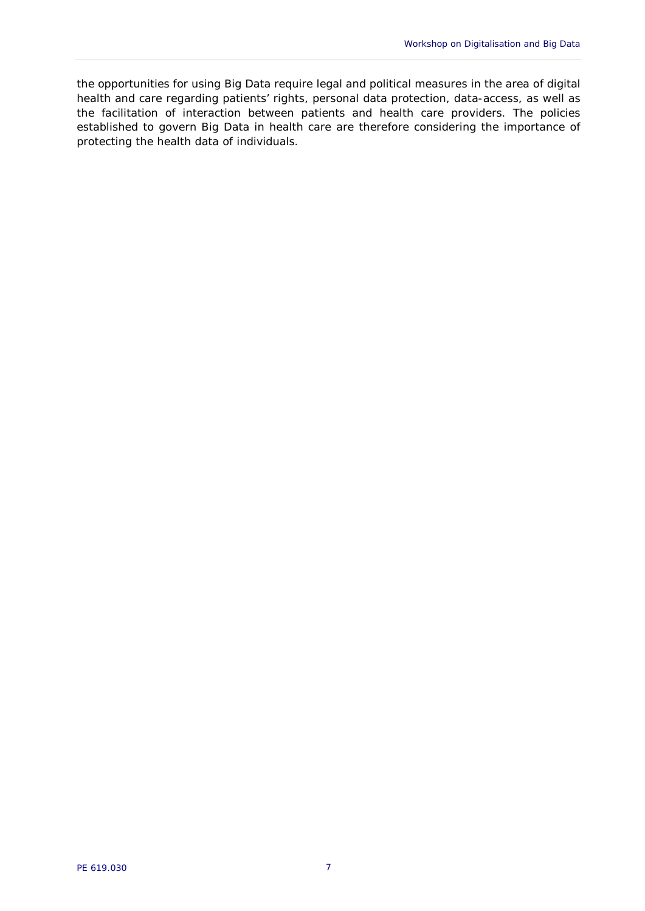the opportunities for using Big Data require legal and political measures in the area of digital health and care regarding patients' rights, personal data protection, data-access, as well as the facilitation of interaction between patients and health care providers. The policies established to govern Big Data in health care are therefore considering the importance of protecting the health data of individuals.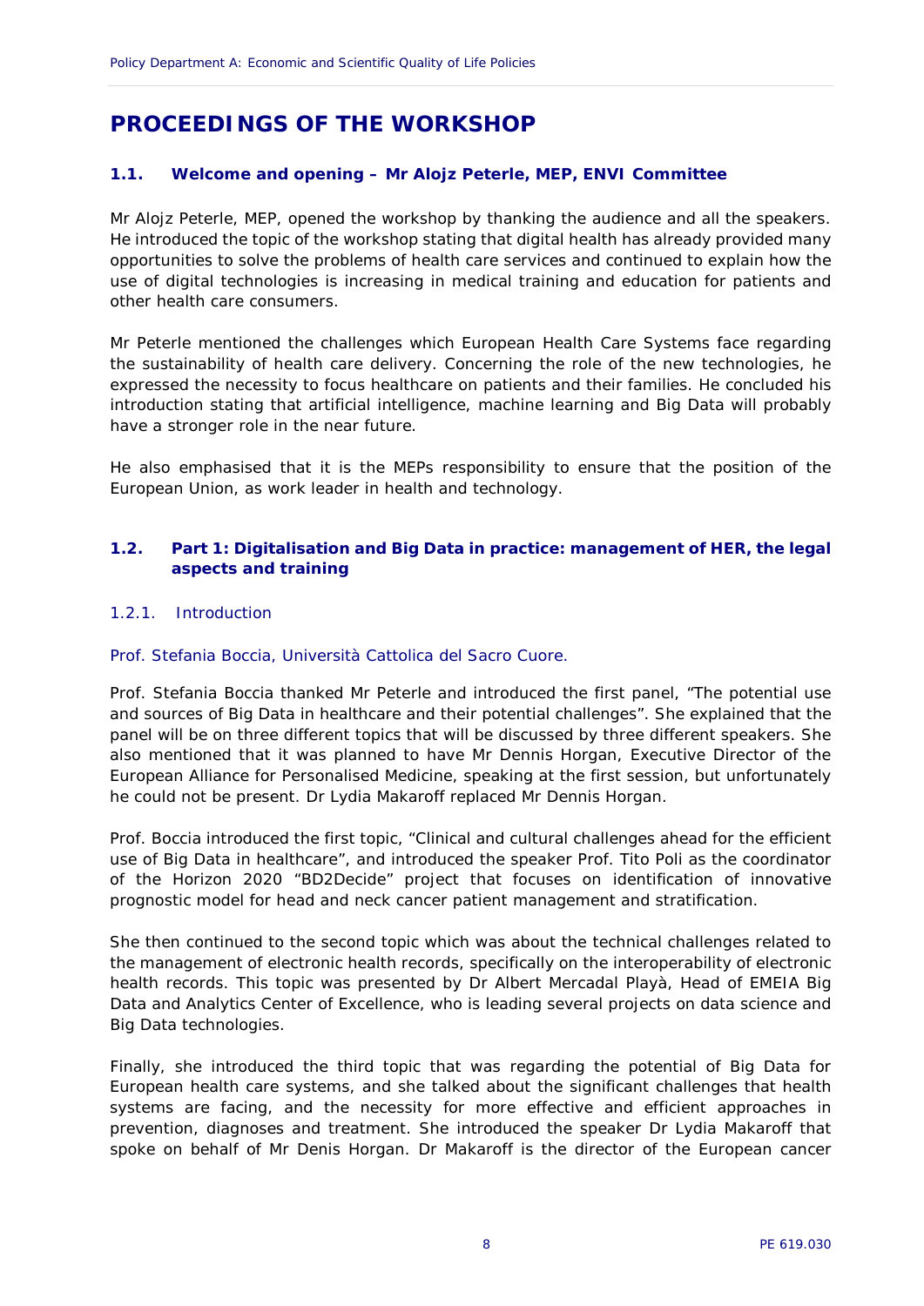# PROCEEDINGS OF THE WORKSHOP

## 1.1. Welcome and opening – Mr Alojz Peterle, MEP, ENVI Committee

Mr Alojz Peterle, MEP, opened the workshop by thanking the audience and all the speakers. He introduced the topic of the workshop stating that digital health has already provided many opportunities to solve the problems of health care services and continued to explain how the use of digital technologies is increasing in medical training and education for patients and other health care consumers.

Mr Peterle mentioned the challenges which European Health Care Systems face regarding the sustainability of health care delivery. Concerning the role of the new technologies, he expressed the necessity to focus healthcare on patients and their families. He concluded his introduction stating that artificial intelligence, machine learning and Big Data will probably have a stronger role in the near future.

He also emphasised that it is the MEPs responsibility to ensure that the position of the European Union, as work leader in health and technology.

## 1.2. Part 1: Digitalisation and Big Data in practice: management of HER, the legal aspects and training

### 1.2.1. Introduction

Prof. Stefania Boccia, Università Cattolica del Sacro Cuore.

Prof. Stefania Boccia thanked Mr Peterle and introduced the first panel, "The potential use and sources of Big Data in healthcare and their potential challenges". She explained that the panel will be on three different topics that will be discussed by three different speakers. She also mentioned that it was planned to have Mr Dennis Horgan, Executive Director of the European Alliance for Personalised Medicine, speaking at the first session, but unfortunately he could not be present. Dr Lydia Makaroff replaced Mr Dennis Horgan.

Prof. Boccia introduced the first topic, "Clinical and cultural challenges ahead for the efficient use of Big Data in healthcare", and introduced the speaker Prof. Tito Poli as the coordinator of the Horizon 2020 "BD2Decide" project that focuses on identification of innovative prognostic model for head and neck cancer patient management and stratification.

She then continued to the second topic which was about the technical challenges related to the management of electronic health records, specifically on the interoperability of electronic health records. This topic was presented by Dr Albert Mercadal Playà, Head of EMEIA Big Data and Analytics Center of Excellence, who is leading several projects on data science and Big Data technologies.

Finally, she introduced the third topic that was regarding the potential of Big Data for European health care systems, and she talked about the significant challenges that health systems are facing, and the necessity for more effective and efficient approaches in prevention, diagnoses and treatment. She introduced the speaker Dr Lydia Makaroff that spoke on behalf of Mr Denis Horgan. Dr Makaroff is the director of the European cancer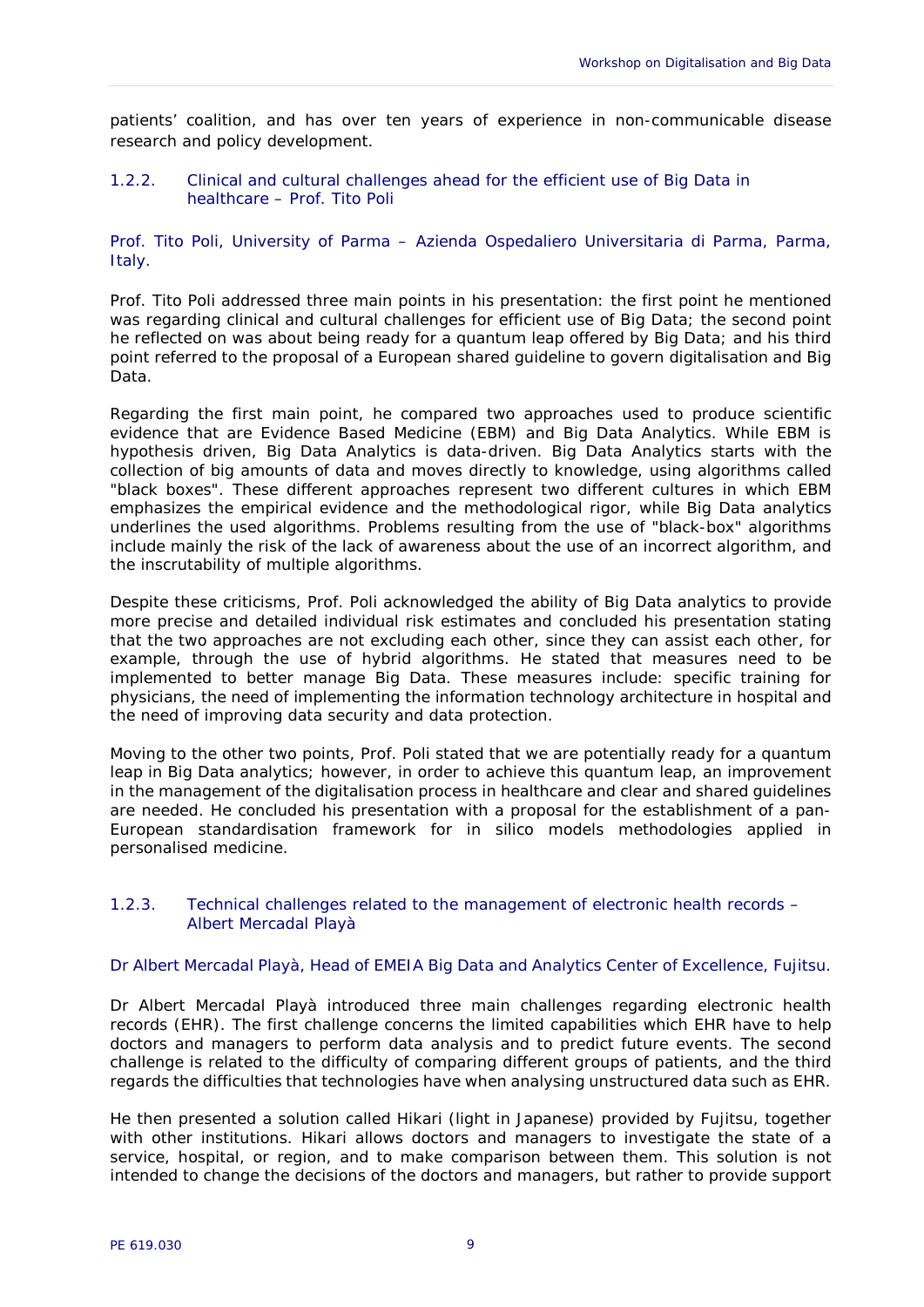patients' coalition, and has over ten years of experience in non-communicable disease research and policy development.

### 1.2.2. Clinical and cultural challenges ahead for the efficient use of Big Data in healthcare – Prof. Tito Poli

Prof. Tito Poli, University of Parma – Azienda Ospedaliero Universitaria di Parma, Parma, Italy.

Prof. Tito Poli addressed three main points in his presentation: the first point he mentioned was regarding clinical and cultural challenges for efficient use of Big Data; the second point he reflected on was about being ready for a quantum leap offered by Big Data; and his third point referred to the proposal of a European shared guideline to govern digitalisation and Big Data.

Regarding the first main point, he compared two approaches used to produce scientific evidence that are Evidence Based Medicine (EBM) and Big Data Analytics. While EBM is hypothesis driven, Big Data Analytics is data-driven. Big Data Analytics starts with the collection of big amounts of data and moves directly to knowledge, using algorithms called "black boxes". These different approaches represent two different cultures in which EBM emphasizes the empirical evidence and the methodological rigor, while Big Data analytics underlines the used algorithms. Problems resulting from the use of "black-box" algorithms include mainly the risk of the lack of awareness about the use of an incorrect algorithm, and the inscrutability of multiple algorithms.

Despite these criticisms, Prof. Poli acknowledged the ability of Big Data analytics to provide more precise and detailed individual risk estimates and concluded his presentation stating that the two approaches are not excluding each other, since they can assist each other, for example, through the use of hybrid algorithms. He stated that measures need to be implemented to better manage Big Data. These measures include: specific training for physicians, the need of implementing the information technology architecture in hospital and the need of improving data security and data protection.

Moving to the other two points, Prof. Poli stated that we are potentially ready for a quantum leap in Big Data analytics; however, in order to achieve this quantum leap, an improvement in the management of the digitalisation process in healthcare and clear and shared guidelines are needed. He concluded his presentation with a proposal for the establishment of a pan-European standardisation framework for in silico models methodologies applied in personalised medicine.

### 1.2.3. Technical challenges related to the management of electronic health records – Albert Mercadal Playà

Dr Albert Mercadal Playà, Head of EMEIA Big Data and Analytics Center of Excellence, Fujitsu.

Dr Albert Mercadal Playà introduced three main challenges regarding electronic health records (EHR). The first challenge concerns the limited capabilities which EHR have to help doctors and managers to perform data analysis and to predict future events. The second challenge is related to the difficulty of comparing different groups of patients, and the third regards the difficulties that technologies have when analysing unstructured data such as EHR.

He then presented a solution called Hikari (light in Japanese) provided by Fujitsu, together with other institutions. Hikari allows doctors and managers to investigate the state of a service, hospital, or region, and to make comparison between them. This solution is not intended to change the decisions of the doctors and managers, but rather to provide support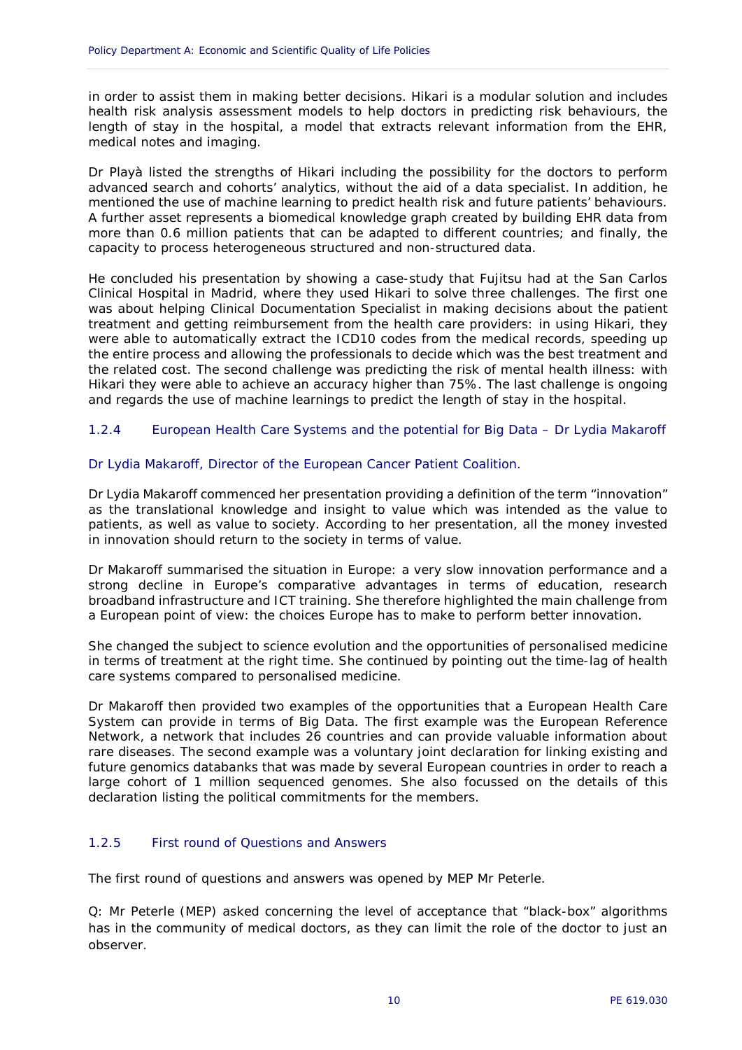in order to assist them in making better decisions. Hikari is a modular solution and includes health risk analysis assessment models to help doctors in predicting risk behaviours, the length of stay in the hospital, a model that extracts relevant information from the EHR, medical notes and imaging.

Dr Playà listed the strengths of Hikari including the possibility for the doctors to perform advanced search and cohorts' analytics, without the aid of a data specialist. In addition, he mentioned the use of machine learning to predict health risk and future patients' behaviours. A further asset represents a biomedical knowledge graph created by building EHR data from more than 0.6 million patients that can be adapted to different countries; and finally, the capacity to process heterogeneous structured and non-structured data.

He concluded his presentation by showing a case-study that Fujitsu had at the San Carlos Clinical Hospital in Madrid, where they used Hikari to solve three challenges. The first one was about helping Clinical Documentation Specialist in making decisions about the patient treatment and getting reimbursement from the health care providers: in using Hikari, they were able to automatically extract the ICD10 codes from the medical records, speeding up the entire process and allowing the professionals to decide which was the best treatment and the related cost. The second challenge was predicting the risk of mental health illness: with Hikari they were able to achieve an accuracy higher than 75%. The last challenge is ongoing and regards the use of machine learnings to predict the length of stay in the hospital.

### 1.2.4 European Health Care Systems and the potential for Big Data – Dr Lydia Makaroff

Dr Lydia Makaroff, Director of the European Cancer Patient Coalition.

Dr Lydia Makaroff commenced her presentation providing a definition of the term "innovation" as the translational knowledge and insight to value which was intended as the value to patients, as well as value to society. According to her presentation, all the money invested in innovation should return to the society in terms of value.

Dr Makaroff summarised the situation in Europe: a very slow innovation performance and a strong decline in Europe's comparative advantages in terms of education, research broadband infrastructure and ICT training. She therefore highlighted the main challenge from a European point of view: the choices Europe has to make to perform better innovation.

She changed the subject to science evolution and the opportunities of personalised medicine in terms of treatment at the right time. She continued by pointing out the time-lag of health care systems compared to personalised medicine.

Dr Makaroff then provided two examples of the opportunities that a European Health Care System can provide in terms of Big Data. The first example was the European Reference Network, a network that includes 26 countries and can provide valuable information about rare diseases. The second example was a voluntary joint declaration for linking existing and future genomics databanks that was made by several European countries in order to reach a large cohort of 1 million sequenced genomes. She also focussed on the details of this declaration listing the political commitments for the members.

### 1.2.5 First round of Questions and Answers

The first round of questions and answers was opened by MEP Mr Peterle.

Q: Mr Peterle (MEP) asked concerning the level of acceptance that "black-box" algorithms has in the community of medical doctors, as they can limit the role of the doctor to just an observer.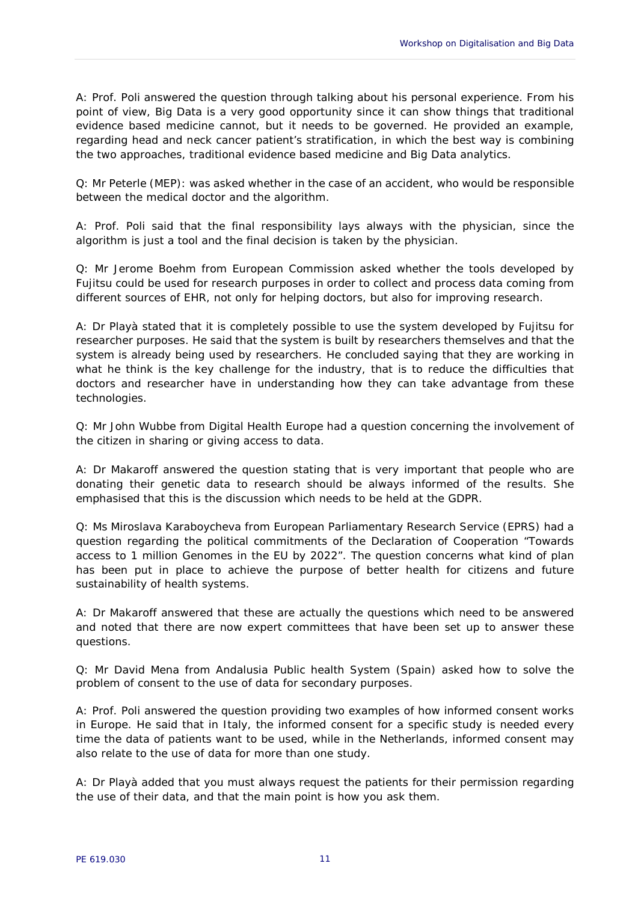A: Prof. Poli answered the question through talking about his personal experience. From his point of view, Big Data is a very good opportunity since it can show things that traditional evidence based medicine cannot, but it needs to be governed. He provided an example, regarding head and neck cancer patient's stratification, in which the best way is combining the two approaches, traditional evidence based medicine and Big Data analytics.

Q: Mr Peterle (MEP): was asked whether in the case of an accident, who would be responsible between the medical doctor and the algorithm.

A: Prof. Poli said that the final responsibility lays always with the physician, since the algorithm is just a tool and the final decision is taken by the physician.

Q: Mr Jerome Boehm from European Commission asked whether the tools developed by Fujitsu could be used for research purposes in order to collect and process data coming from different sources of EHR, not only for helping doctors, but also for improving research.

A: Dr Playà stated that it is completely possible to use the system developed by Fujitsu for researcher purposes. He said that the system is built by researchers themselves and that the system is already being used by researchers. He concluded saying that they are working in what he think is the key challenge for the industry, that is to reduce the difficulties that doctors and researcher have in understanding how they can take advantage from these technologies.

Q: Mr John Wubbe from Digital Health Europe had a question concerning the involvement of the citizen in sharing or giving access to data.

A: Dr Makaroff answered the question stating that is very important that people who are donating their genetic data to research should be always informed of the results. She emphasised that this is the discussion which needs to be held at the GDPR.

Q: Ms Miroslava Karaboycheva from European Parliamentary Research Service (EPRS) had a question regarding the political commitments of the Declaration of Cooperation "Towards access to 1 million Genomes in the EU by 2022". The question concerns what kind of plan has been put in place to achieve the purpose of better health for citizens and future sustainability of health systems.

A: Dr Makaroff answered that these are actually the questions which need to be answered and noted that there are now expert committees that have been set up to answer these questions.

Q: Mr David Mena from Andalusia Public health System (Spain) asked how to solve the problem of consent to the use of data for secondary purposes.

A: Prof. Poli answered the question providing two examples of how informed consent works in Europe. He said that in Italy, the informed consent for a specific study is needed every time the data of patients want to be used, while in the Netherlands, informed consent may also relate to the use of data for more than one study.

A: Dr Playà added that you must always request the patients for their permission regarding the use of their data, and that the main point is how you ask them.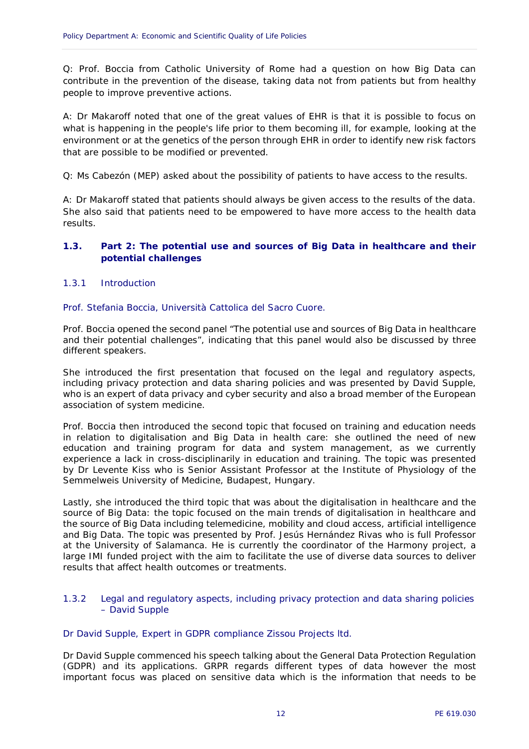Q: Prof. Boccia from Catholic University of Rome had a question on how Big Data can contribute in the prevention of the disease, taking data not from patients but from healthy people to improve preventive actions.

A: Dr Makaroff noted that one of the great values of EHR is that it is possible to focus on what is happening in the people's life prior to them becoming ill, for example, looking at the environment or at the genetics of the person through EHR in order to identify new risk factors that are possible to be modified or prevented.

Q: Ms Cabezón (MEP) asked about the possibility of patients to have access to the results.

A: Dr Makaroff stated that patients should always be given access to the results of the data. She also said that patients need to be empowered to have more access to the health data results.

## 1.3. Part 2: The potential use and sources of Big Data in healthcare and their potential challenges

### 1.3.1 Introduction

Prof. Stefania Boccia, Università Cattolica del Sacro Cuore.

Prof. Boccia opened the second panel "The potential use and sources of Big Data in healthcare and their potential challenges", indicating that this panel would also be discussed by three different speakers.

She introduced the first presentation that focused on the legal and regulatory aspects, including privacy protection and data sharing policies and was presented by David Supple, who is an expert of data privacy and cyber security and also a broad member of the European association of system medicine.

Prof. Boccia then introduced the second topic that focused on training and education needs in relation to digitalisation and Big Data in health care: she outlined the need of new education and training program for data and system management, as we currently experience a lack in cross-disciplinarily in education and training. The topic was presented by Dr Levente Kiss who is Senior Assistant Professor at the Institute of Physiology of the Semmelweis University of Medicine, Budapest, Hungary.

Lastly, she introduced the third topic that was about the digitalisation in healthcare and the source of Big Data: the topic focused on the main trends of digitalisation in healthcare and the source of Big Data including telemedicine, mobility and cloud access, artificial intelligence and Big Data. The topic was presented by Prof. Jesús Hernández Rivas who is full Professor at the University of Salamanca. He is currently the coordinator of the Harmony project, a large IMI funded project with the aim to facilitate the use of diverse data sources to deliver results that affect health outcomes or treatments.

### 1.3.2 Legal and regulatory aspects, including privacy protection and data sharing policies – David Supple

Dr David Supple, Expert in GDPR compliance Zissou Projects ltd.

Dr David Supple commenced his speech talking about the General Data Protection Regulation (GDPR) and its applications. GRPR regards different types of data however the most important focus was placed on sensitive data which is the information that needs to be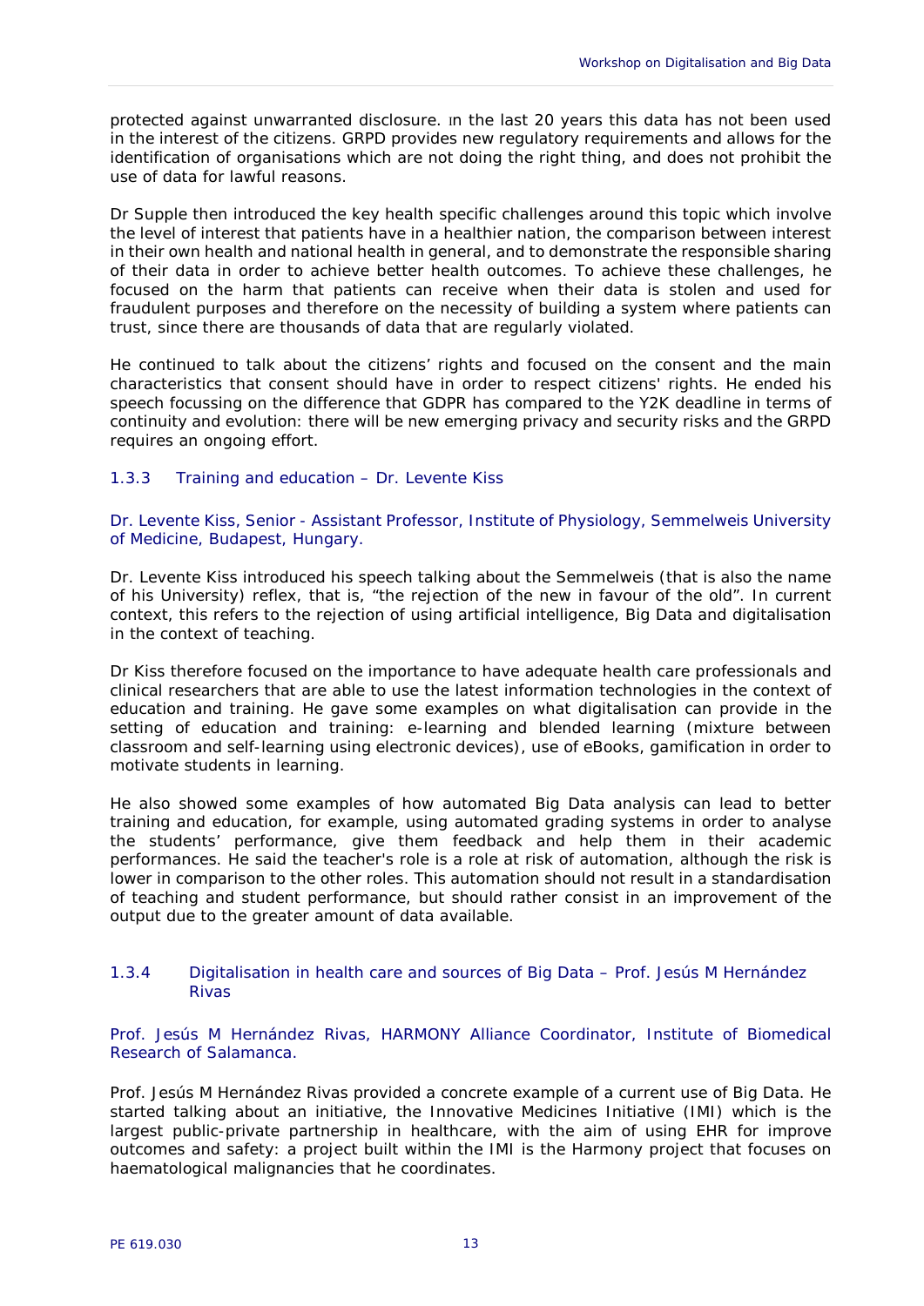protected against unwarranted disclosure. In the last 20 years this data has not been used in the interest of the citizens. GRPD provides new regulatory requirements and allows for the identification of organisations which are not doing the right thing, and does not prohibit the use of data for lawful reasons.

Dr Supple then introduced the key health specific challenges around this topic which involve the level of interest that patients have in a healthier nation, the comparison between interest in their own health and national health in general, and to demonstrate the responsible sharing of their data in order to achieve better health outcomes. To achieve these challenges, he focused on the harm that patients can receive when their data is stolen and used for fraudulent purposes and therefore on the necessity of building a system where patients can trust, since there are thousands of data that are regularly violated.

He continued to talk about the citizens' rights and focused on the consent and the main characteristics that consent should have in order to respect citizens' rights. He ended his speech focussing on the difference that GDPR has compared to the Y2K deadline in terms of continuity and evolution: there will be new emerging privacy and security risks and the GRPD requires an ongoing effort.

### 1.3.3 Training and education – Dr. Levente Kiss

Dr. Levente Kiss, Senior - Assistant Professor, Institute of Physiology, Semmelweis University of Medicine, Budapest, Hungary.

Dr. Levente Kiss introduced his speech talking about the Semmelweis (that is also the name of his University) reflex, that is, "the rejection of the new in favour of the old". In current context, this refers to the rejection of using artificial intelligence, Big Data and digitalisation in the context of teaching.

Dr Kiss therefore focused on the importance to have adequate health care professionals and clinical researchers that are able to use the latest information technologies in the context of education and training. He gave some examples on what digitalisation can provide in the setting of education and training: e-learning and blended learning (mixture between classroom and self-learning using electronic devices), use of eBooks, gamification in order to motivate students in learning.

He also showed some examples of how automated Big Data analysis can lead to better training and education, for example, using automated grading systems in order to analyse the students' performance, give them feedback and help them in their academic performances. He said the teacher's role is a role at risk of automation, although the risk is lower in comparison to the other roles. This automation should not result in a standardisation of teaching and student performance, but should rather consist in an improvement of the output due to the greater amount of data available.

### 1.3.4 Digitalisation in health care and sources of Big Data – Prof. Jesús M Hernández Rivas

Prof. Jesús M Hernández Rivas, HARMONY Alliance Coordinator, Institute of Biomedical Research of Salamanca.

Prof. Jesús M Hernández Rivas provided a concrete example of a current use of Big Data. He started talking about an initiative, the Innovative Medicines Initiative (IMI) which is the largest public-private partnership in healthcare, with the aim of using EHR for improve outcomes and safety: a project built within the IMI is the Harmony project that focuses on haematological malignancies that he coordinates.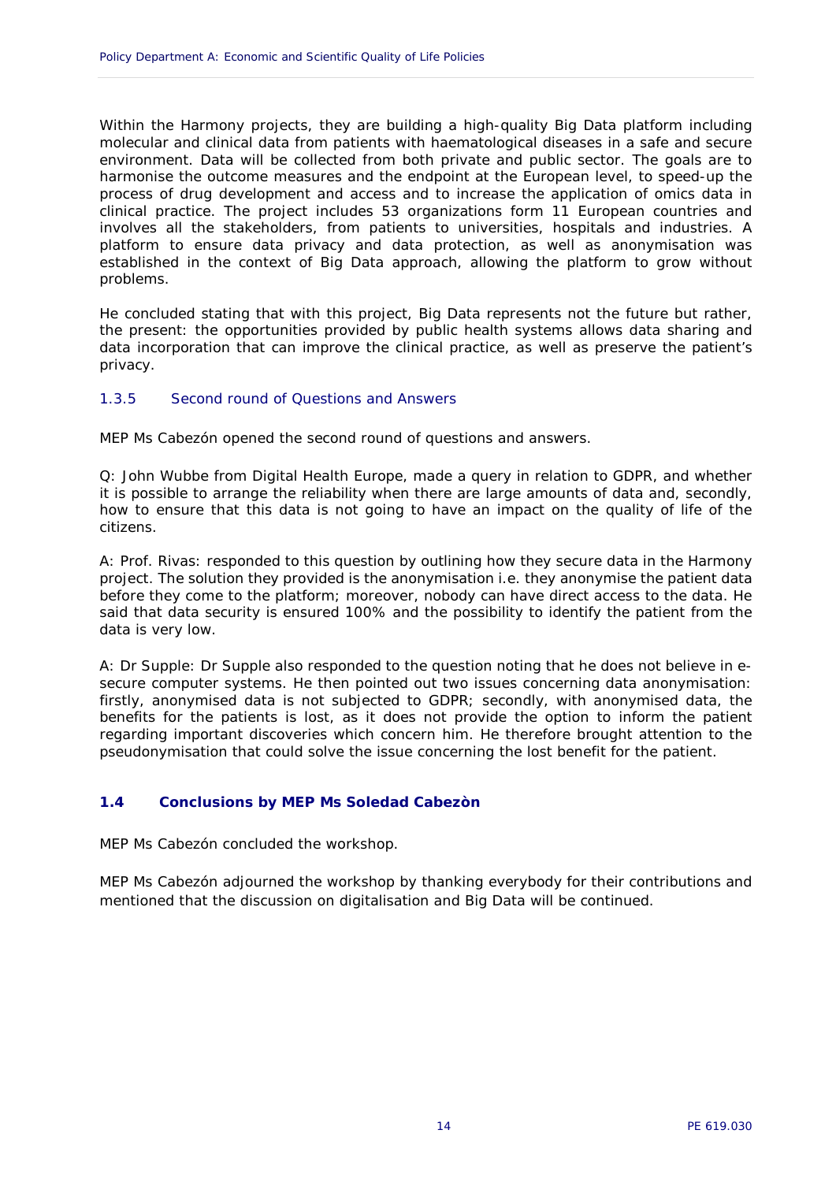Within the Harmony projects, they are building a high-quality Big Data platform including molecular and clinical data from patients with haematological diseases in a safe and secure environment. Data will be collected from both private and public sector. The goals are to harmonise the outcome measures and the endpoint at the European level, to speed-up the process of drug development and access and to increase the application of omics data in clinical practice. The project includes 53 organizations form 11 European countries and involves all the stakeholders, from patients to universities, hospitals and industries. A platform to ensure data privacy and data protection, as well as anonymisation was established in the context of Big Data approach, allowing the platform to grow without problems.

He concluded stating that with this project, Big Data represents not the future but rather, the present: the opportunities provided by public health systems allows data sharing and data incorporation that can improve the clinical practice, as well as preserve the patient's privacy.

#### 1.3.5 Second round of Questions and Answers

MEP Ms Cabezón opened the second round of questions and answers.

Q: John Wubbe from Digital Health Europe, made a query in relation to GDPR, and whether it is possible to arrange the reliability when there are large amounts of data and, secondly, how to ensure that this data is not going to have an impact on the quality of life of the citizens.

A: Prof. Rivas: responded to this question by outlining how they secure data in the Harmony project. The solution they provided is the anonymisation i.e. they anonymise the patient data before they come to the platform; moreover, nobody can have direct access to the data. He said that data security is ensured 100% and the possibility to identify the patient from the data is very low.

A: Dr Supple: Dr Supple also responded to the question noting that he does not believe in e-secure computer systems. He then pointed out two issues concerning data anonymisation: firstly, anonymised data is not subjected to GDPR; secondly, with anonymised data, the benefits for the patients is lost, as it does not provide the option to inform the patient regarding important discoveries which concern him. He therefore brought attention to the pseudonymisation that could solve the issue concerning the lost benefit for the patient.

### 1.4 Conclusions by MEP Ms Soledad Cabezòn

MEP Ms Cabezón concluded the workshop.

MEP Ms Cabezón adjourned the workshop by thanking everybody for their contributions and mentioned that the discussion on digitalisation and Big Data will be continued.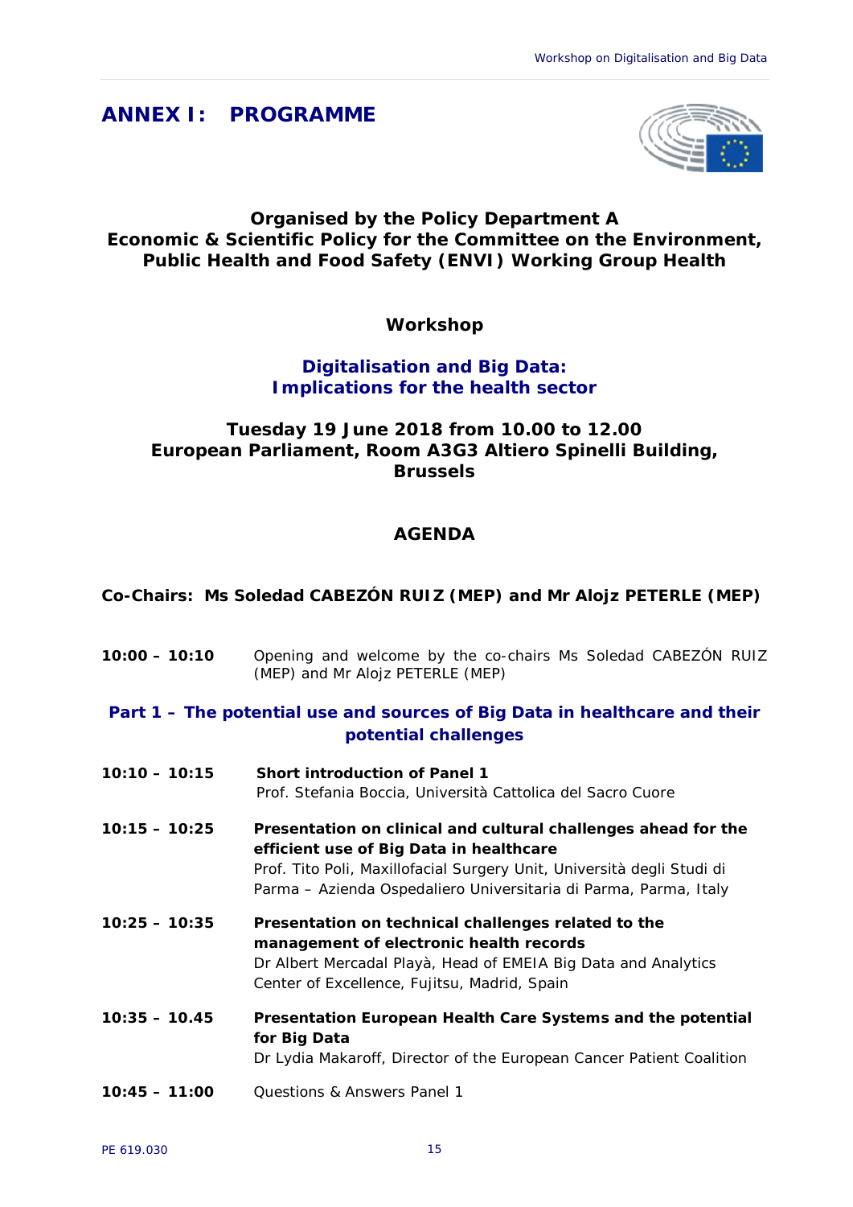# ANNEX I: PROGRAMME

**Organised by the Policy Department A**
**Economic & Scientific Policy for the Committee on the Environment, Public Health and Food Safety (ENVI) Working Group Health**

**Workshop**

**Digitalisation and Big Data: Implications for the health sector**

**Tuesday 19 June 2018 from 10.00 to 12.00**
**European Parliament, Room A3G3 Altiero Spinelli Building, Brussels**

## AGENDA

**Co-Chairs: Ms Soledad CABEZÓN RUIZ (MEP) and Mr Alojz PETERLE (MEP)**

**10:00 – 10:10** Opening and welcome by the co-chairs Ms Soledad CABEZÓN RUIZ (MEP) and Mr Alojz PETERLE (MEP)

### Part 1 – The potential use and sources of Big Data in healthcare and their potential challenges

**10:10 – 10:15** **Short introduction of Panel 1**
Prof. Stefania Boccia, Università Cattolica del Sacro Cuore

**10:15 – 10:25** **Presentation on clinical and cultural challenges ahead for the efficient use of Big Data in healthcare**
Prof. Tito Poli, Maxillofacial Surgery Unit, Università degli Studi di Parma – Azienda Ospedaliero Universitaria di Parma, Parma, Italy

**10:25 – 10:35** **Presentation on technical challenges related to the management of electronic health records**
Dr Albert Mercadal Playà, Head of EMEIA Big Data and Analytics Center of Excellence, Fujitsu, Madrid, Spain

**10:35 – 10.45** **Presentation European Health Care Systems and the potential for Big Data**
Dr Lydia Makaroff, Director of the European Cancer Patient Coalition

**10:45 – 11:00** Questions & Answers Panel 1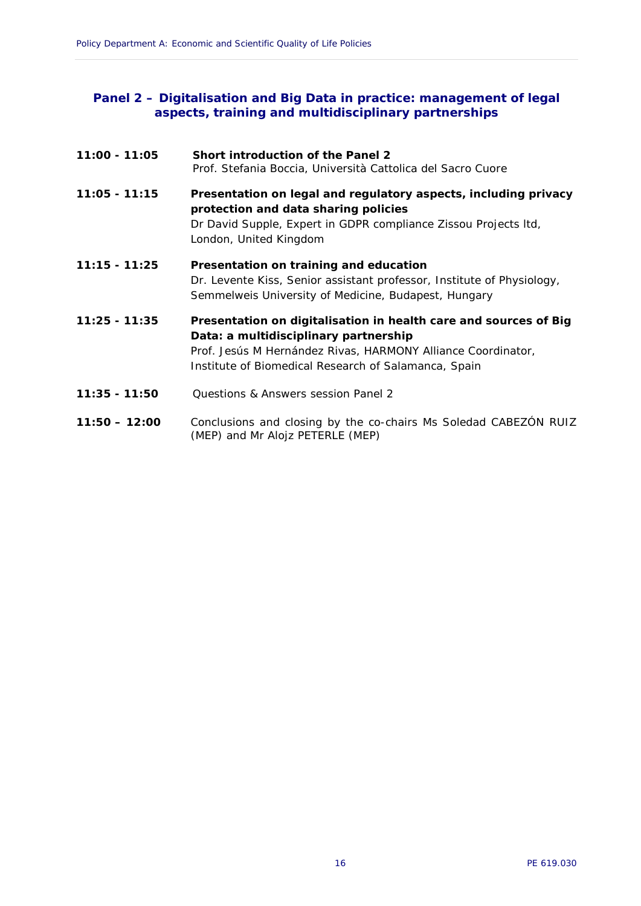### Panel 2 – Digitalisation and Big Data in practice: management of legal aspects, training and multidisciplinary partnerships

**11:00 - 11:05** **Short introduction of the Panel 2**
Prof. Stefania Boccia, Università Cattolica del Sacro Cuore

**11:05 - 11:15** **Presentation on legal and regulatory aspects, including privacy protection and data sharing policies**
Dr David Supple, Expert in GDPR compliance Zissou Projects ltd, London, United Kingdom

**11:15 - 11:25** **Presentation on training and education**
Dr. Levente Kiss, Senior assistant professor, Institute of Physiology, Semmelweis University of Medicine, Budapest, Hungary

**11:25 - 11:35** **Presentation on digitalisation in health care and sources of Big Data: a multidisciplinary partnership**
Prof. Jesús M Hernández Rivas, HARMONY Alliance Coordinator, Institute of Biomedical Research of Salamanca, Spain

**11:35 - 11:50** Questions & Answers session Panel 2

**11:50 – 12:00** Conclusions and closing by the co-chairs Ms Soledad CABEZÓN RUIZ (MEP) and Mr Alojz PETERLE (MEP)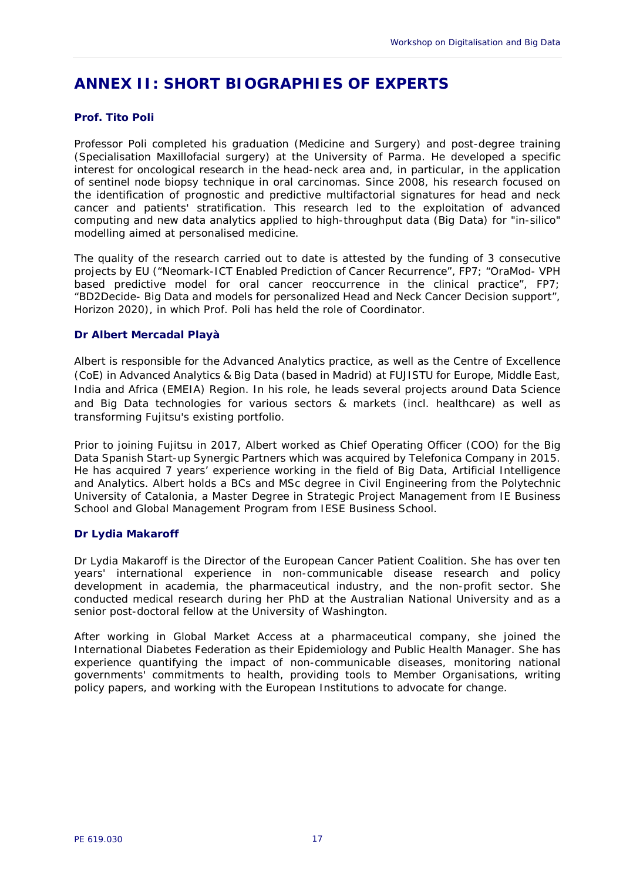# ANNEX II: SHORT BIOGRAPHIES OF EXPERTS

### Prof. Tito Poli

Professor Poli completed his graduation (Medicine and Surgery) and post-degree training (Specialisation Maxillofacial surgery) at the University of Parma. He developed a specific interest for oncological research in the head-neck area and, in particular, in the application of sentinel node biopsy technique in oral carcinomas. Since 2008, his research focused on the identification of prognostic and predictive multifactorial signatures for head and neck cancer and patients' stratification. This research led to the exploitation of advanced computing and new data analytics applied to high-throughput data (Big Data) for "in-silico" modelling aimed at personalised medicine.

The quality of the research carried out to date is attested by the funding of 3 consecutive projects by EU ("Neomark-ICT Enabled Prediction of Cancer Recurrence", FP7; "OraMod- VPH based predictive model for oral cancer reoccurrence in the clinical practice", FP7; "BD2Decide- Big Data and models for personalized Head and Neck Cancer Decision support", Horizon 2020), in which Prof. Poli has held the role of Coordinator.

### Dr Albert Mercadal Playà

Albert is responsible for the Advanced Analytics practice, as well as the Centre of Excellence (CoE) in Advanced Analytics & Big Data (based in Madrid) at FUJISTU for Europe, Middle East, India and Africa (EMEIA) Region. In his role, he leads several projects around Data Science and Big Data technologies for various sectors & markets (incl. healthcare) as well as transforming Fujitsu's existing portfolio.

Prior to joining Fujitsu in 2017, Albert worked as Chief Operating Officer (COO) for the Big Data Spanish Start-up Synergic Partners which was acquired by Telefonica Company in 2015. He has acquired 7 years' experience working in the field of Big Data, Artificial Intelligence and Analytics. Albert holds a BCs and MSc degree in Civil Engineering from the Polytechnic University of Catalonia, a Master Degree in Strategic Project Management from IE Business School and Global Management Program from IESE Business School.

### Dr Lydia Makaroff

Dr Lydia Makaroff is the Director of the European Cancer Patient Coalition. She has over ten years' international experience in non-communicable disease research and policy development in academia, the pharmaceutical industry, and the non-profit sector. She conducted medical research during her PhD at the Australian National University and as a senior post-doctoral fellow at the University of Washington.

After working in Global Market Access at a pharmaceutical company, she joined the International Diabetes Federation as their Epidemiology and Public Health Manager. She has experience quantifying the impact of non-communicable diseases, monitoring national governments' commitments to health, providing tools to Member Organisations, writing policy papers, and working with the European Institutions to advocate for change.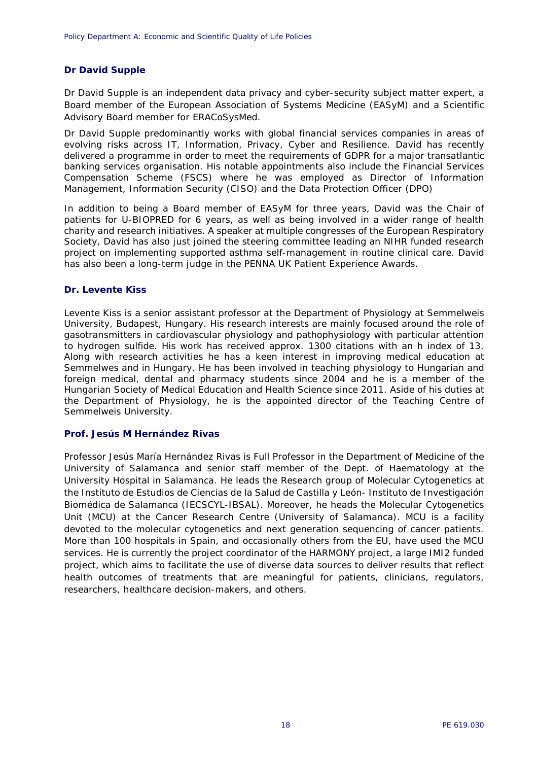### Dr David Supple

Dr David Supple is an independent data privacy and cyber-security subject matter expert, a Board member of the European Association of Systems Medicine (EASyM) and a Scientific Advisory Board member for ERACoSysMed.

Dr David Supple predominantly works with global financial services companies in areas of evolving risks across IT, Information, Privacy, Cyber and Resilience. David has recently delivered a programme in order to meet the requirements of GDPR for a major transatlantic banking services organisation. His notable appointments also include the Financial Services Compensation Scheme (FSCS) where he was employed as Director of Information Management, Information Security (CISO) and the Data Protection Officer (DPO)

In addition to being a Board member of EASyM for three years, David was the Chair of patients for U-BIOPRED for 6 years, as well as being involved in a wider range of health charity and research initiatives. A speaker at multiple congresses of the European Respiratory Society, David has also just joined the steering committee leading an NIHR funded research project on implementing supported asthma self-management in routine clinical care. David has also been a long-term judge in the PENNA UK Patient Experience Awards.

### Dr. Levente Kiss

Levente Kiss is a senior assistant professor at the Department of Physiology at Semmelweis University, Budapest, Hungary. His research interests are mainly focused around the role of gasotransmitters in cardiovascular physiology and pathophysiology with particular attention to hydrogen sulfide. His work has received approx. 1300 citations with an h index of 13. Along with research activities he has a keen interest in improving medical education at Semmelwes and in Hungary. He has been involved in teaching physiology to Hungarian and foreign medical, dental and pharmacy students since 2004 and he is a member of the Hungarian Society of Medical Education and Health Science since 2011. Aside of his duties at the Department of Physiology, he is the appointed director of the Teaching Centre of Semmelweis University.

### Prof. Jesús M Hernández Rivas

Professor Jesús María Hernández Rivas is Full Professor in the Department of Medicine of the University of Salamanca and senior staff member of the Dept. of Haematology at the University Hospital in Salamanca. He leads the Research group of Molecular Cytogenetics at the Instituto de Estudios de Ciencias de la Salud de Castilla y León- Instituto de Investigación Biomédica de Salamanca (IECSCYL-IBSAL). Moreover, he heads the Molecular Cytogenetics Unit (MCU) at the Cancer Research Centre (University of Salamanca). MCU is a facility devoted to the molecular cytogenetics and next generation sequencing of cancer patients. More than 100 hospitals in Spain, and occasionally others from the EU, have used the MCU services. He is currently the project coordinator of the HARMONY project, a large IMI2 funded project, which aims to facilitate the use of diverse data sources to deliver results that reflect health outcomes of treatments that are meaningful for patients, clinicians, regulators, researchers, healthcare decision-makers, and others.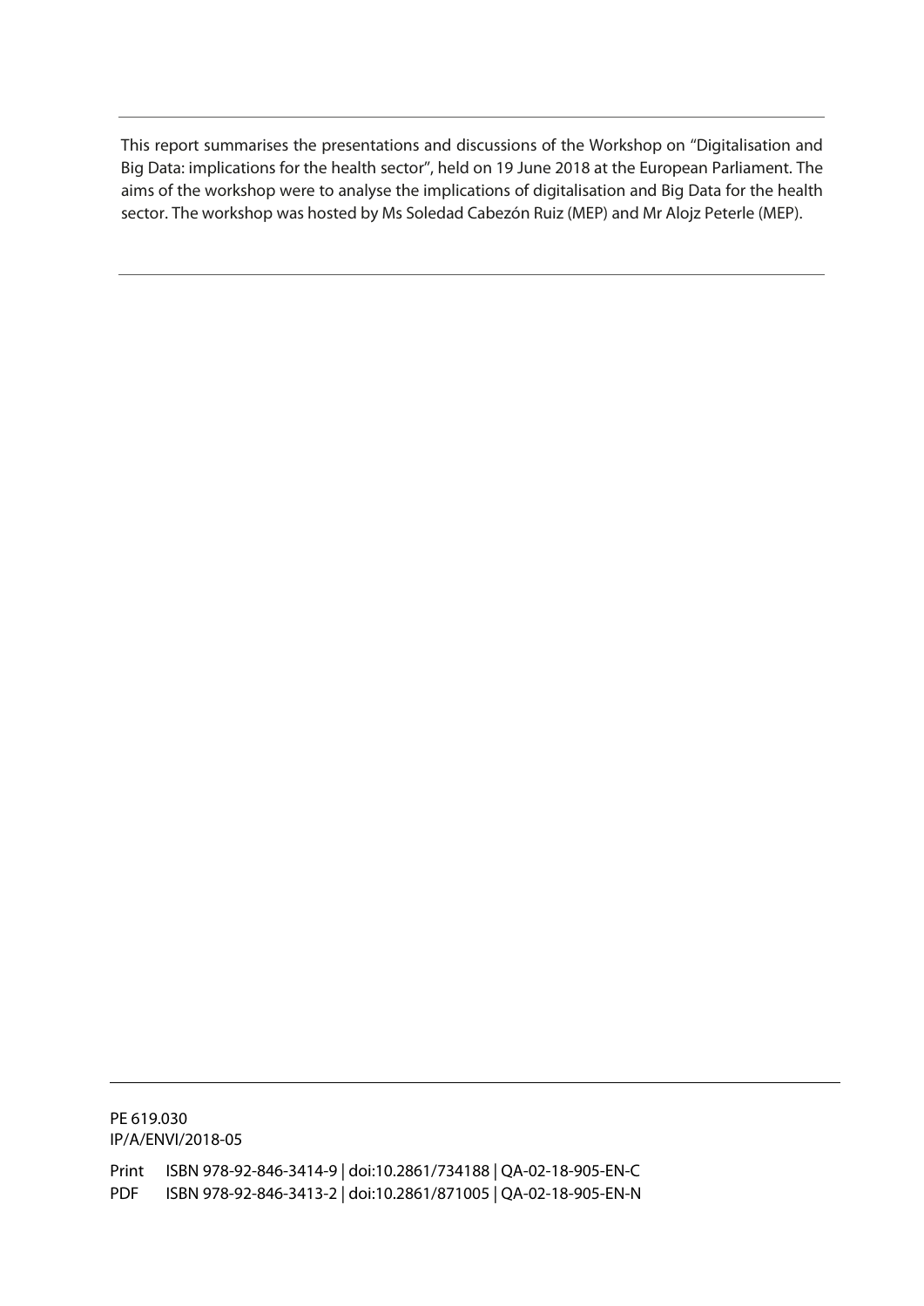This report summarises the presentations and discussions of the Workshop on "Digitalisation and Big Data: implications for the health sector", held on 19 June 2018 at the European Parliament. The aims of the workshop were to analyse the implications of digitalisation and Big Data for the health sector. The workshop was hosted by Ms Soledad Cabezón Ruiz (MEP) and Mr Alojz Peterle (MEP).

PE 619.030
IP/A/ENVI/2018-05

Print ISBN 978-92-846-3414-9 | doi:10.2861/734188 | QA-02-18-905-EN-C
PDF ISBN 978-92-846-3413-2 | doi:10.2861/871005 | QA-02-18-905-EN-N